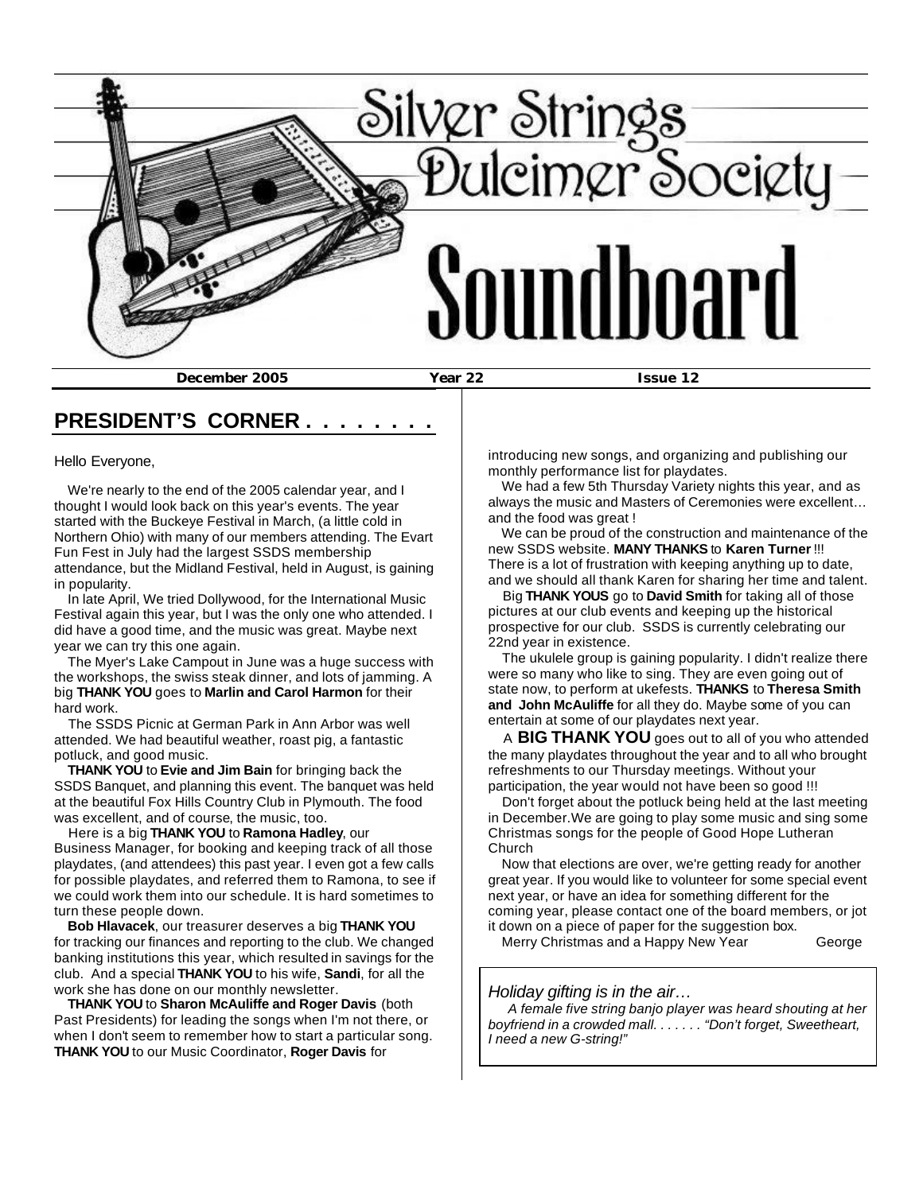# Silver Strings Dulcimer Society Soundboard

**December 2005** **Year 22** **Issue 12**

## PRESIDENT'S CORNER . . . . . . . .

Hello Everyone,

We're nearly to the end of the 2005 calendar year, and I thought I would look back on this year's events. The year started with the Buckeye Festival in March, (a little cold in Northern Ohio) with many of our members attending. The Evart Fun Fest in July had the largest SSDS membership attendance, but the Midland Festival, held in August, is gaining in popularity.

In late April, We tried Dollywood, for the International Music Festival again this year, but I was the only one who attended. I did have a good time, and the music was great. Maybe next year we can try this one again.

The Myer's Lake Campout in June was a huge success with the workshops, the swiss steak dinner, and lots of jamming. A big **THANK YOU** goes to **Marlin and Carol Harmon** for their hard work.

The SSDS Picnic at German Park in Ann Arbor was well attended. We had beautiful weather, roast pig, a fantastic potluck, and good music.

**THANK YOU** to **Evie and Jim Bain** for bringing back the SSDS Banquet, and planning this event. The banquet was held at the beautiful Fox Hills Country Club in Plymouth. The food was excellent, and of course, the music, too.

Here is a big **THANK YOU** to **Ramona Hadley**, our Business Manager, for booking and keeping track of all those playdates, (and attendees) this past year. I even got a few calls for possible playdates, and referred them to Ramona, to see if we could work them into our schedule. It is hard sometimes to turn these people down.

**Bob Hlavacek**, our treasurer deserves a big **THANK YOU** for tracking our finances and reporting to the club. We changed banking institutions this year, which resulted in savings for the club. And a special **THANK YOU** to his wife, **Sandi**, for all the work she has done on our monthly newsletter.

**THANK YOU** to **Sharon McAuliffe and Roger Davis** (both Past Presidents) for leading the songs when I'm not there, or when I don't seem to remember how to start a particular song. **THANK YOU** to our Music Coordinator, **Roger Davis** for introducing new songs, and organizing and publishing our monthly performance list for playdates.

We had a few 5th Thursday Variety nights this year, and as always the music and Masters of Ceremonies were excellent… and the food was great !

We can be proud of the construction and maintenance of the new SSDS website. **MANY THANKS** to **Karen Turner** !!! There is a lot of frustration with keeping anything up to date, and we should all thank Karen for sharing her time and talent.

Big **THANK YOUS** go to **David Smith** for taking all of those pictures at our club events and keeping up the historical prospective for our club. SSDS is currently celebrating our 22nd year in existence.

The ukulele group is gaining popularity. I didn't realize there were so many who like to sing. They are even going out of state now, to perform at ukefests. **THANKS** to **Theresa Smith and John McAuliffe** for all they do. Maybe some of you can entertain at some of our playdates next year.

A **BIG THANK YOU** goes out to all of you who attended the many playdates throughout the year and to all who brought refreshments to our Thursday meetings. Without your participation, the year would not have been so good !!!

Don't forget about the potluck being held at the last meeting in December.We are going to play some music and sing some Christmas songs for the people of Good Hope Lutheran Church

Now that elections are over, we're getting ready for another great year. If you would like to volunteer for some special event next year, or have an idea for something different for the coming year, please contact one of the board members, or jot it down on a piece of paper for the suggestion box.

Merry Christmas and a Happy New Year George

*Holiday gifting is in the air…*

*A female five string banjo player was heard shouting at her boyfriend in a crowded mall. . . . . . . "Don't forget, Sweetheart, I need a new G-string!"*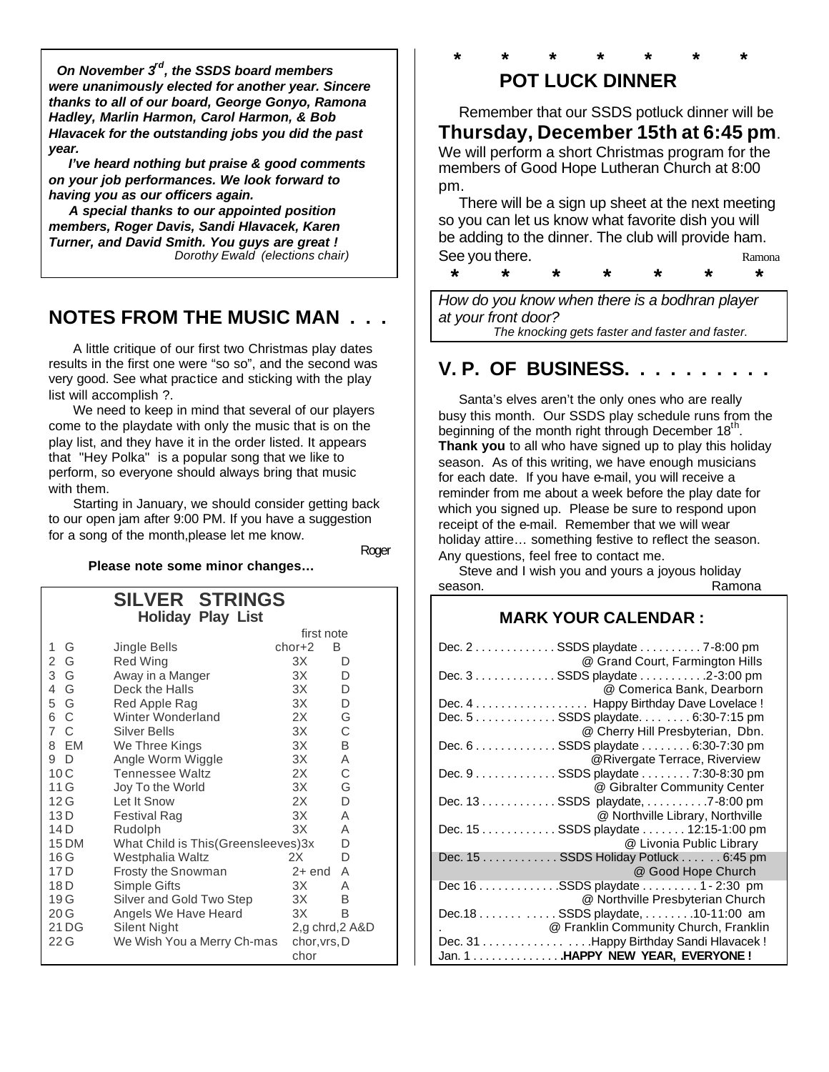*On November 3rd, the SSDS board members were unanimously elected for another year. Sincere thanks to all of our board, George Gonyo, Ramona Hadley, Marlin Harmon, Carol Harmon, & Bob Hlavacek for the outstanding jobs you did the past year.*

*I've heard nothing but praise & good comments on your job performances. We look forward to having you as our officers again.*

*A special thanks to our appointed position members, Roger Davis, Sandi Hlavacek, Karen Turner, and David Smith. You guys are great !*

*Dorothy Ewald (elections chair)*

## NOTES FROM THE MUSIC MAN . . .

A little critique of our first two Christmas play dates results in the first one were "so so", and the second was very good. See what practice and sticking with the play list will accomplish ?.

We need to keep in mind that several of our players come to the playdate with only the music that is on the play list, and they have it in the order listed. It appears that "Hey Polka" is a popular song that we like to perform, so everyone should always bring that music with them.

Starting in January, we should consider getting back to our open jam after 9:00 PM. If you have a suggestion for a song of the month,please let me know.

Roger

**Please note some minor changes…**

### SILVER STRINGS
**Holiday Play List**

| # | Key | Song | | first note |
|---|---|---|---|---|
| 1 | G | Jingle Bells | chor+2 | B |
| 2 | G | Red Wing | 3X | D |
| 3 | G | Away in a Manger | 3X | D |
| 4 | G | Deck the Halls | 3X | D |
| 5 | G | Red Apple Rag | 3X | D |
| 6 | C | Winter Wonderland | 2X | G |
| 7 | C | Silver Bells | 3X | C |
| 8 | EM | We Three Kings | 3X | B |
| 9 | D | Angle Worm Wiggle | 3X | A |
| 10 | C | Tennessee Waltz | 2X | C |
| 11 | G | Joy To the World | 3X | G |
| 12 | G | Let It Snow | 2X | D |
| 13 | D | Festival Rag | 3X | A |
| 14 | D | Rudolph | 3X | A |
| 15 | DM | What Child is This(Greensleeves) | 3x | D |
| 16 | G | Westphalia Waltz | 2X | D |
| 17 | D | Frosty the Snowman | 2+ end | A |
| 18 | D | Simple Gifts | 3X | A |
| 19 | G | Silver and Gold Two Step | 3X | B |
| 20 | G | Angels We Have Heard | 3X | B |
| 21 | DG | Silent Night | 2,g chrd,2 | A&D |
| 22 | G | We Wish You a Merry Ch-mas | chor,vrs, chor | D |

\*     \*     \*     \*     \*     \*     \*

## POT LUCK DINNER

Remember that our SSDS potluck dinner will be **Thursday, December 15th at 6:45 pm**. We will perform a short Christmas program for the members of Good Hope Lutheran Church at 8:00 pm.

There will be a sign up sheet at the next meeting so you can let us know what favorite dish you will be adding to the dinner. The club will provide ham. See you there.

Ramona

\*     \*     \*     \*     \*     \*     \*

*How do you know when there is a bodhran player at your front door?*
*The knocking gets faster and faster and faster.*

## V. P. OF BUSINESS. . . . . . . . . .

Santa's elves aren't the only ones who are really busy this month. Our SSDS play schedule runs from the beginning of the month right through December 18th. **Thank you** to all who have signed up to play this holiday season. As of this writing, we have enough musicians for each date. If you have e-mail, you will receive a reminder from me about a week before the play date for which you signed up. Please be sure to respond upon receipt of the e-mail. Remember that we will wear holiday attire… something festive to reflect the season. Any questions, feel free to contact me.

Steve and I wish you and yours a joyous holiday season.

Ramona

### MARK YOUR CALENDAR :

- Dec. 2 . . . . . . . . . . . . . SSDS playdate . . . . . . . . . . 7-8:00 pm @ Grand Court, Farmington Hills
- Dec. 3 . . . . . . . . . . . . . SSDS playdate . . . . . . . . . . .2-3:00 pm @ Comerica Bank, Dearborn
- Dec. 4 . . . . . . . . . . . . . . . . . . Happy Birthday Dave Lovelace !
- Dec. 5 . . . . . . . . . . . . . SSDS playdate. . . . . . . . 6:30-7:15 pm @ Cherry Hill Presbyterian, Dbn.
- Dec. 6 . . . . . . . . . . . . . SSDS playdate . . . . . . . . 6:30-7:30 pm @Rivergate Terrace, Riverview
- Dec. 9 . . . . . . . . . . . . . SSDS playdate . . . . . . . . 7:30-8:30 pm @ Gibralter Community Center
- Dec. 13 . . . . . . . . . . . . SSDS playdate, . . . . . . . . . .7-8:00 pm @ Northville Library, Northville
- Dec. 15 . . . . . . . . . . . . SSDS playdate . . . . . . . 12:15-1:00 pm @ Livonia Public Library
- Dec. 15 . . . . . . . . . . . . SSDS Holiday Potluck . . . . . . 6:45 pm @ Good Hope Church
- Dec 16 . . . . . . . . . . . . .SSDS playdate . . . . . . . . . 1 - 2:30 pm @ Northville Presbyterian Church
- Dec.18 . . . . . . . . . . . . SSDS playdate, . . . . . . . .10-11:00 am @ Franklin Community Church, Franklin
- Dec. 31 . . . . . . . . . . . . . . . .Happy Birthday Sandi Hlavacek !
- Jan. 1 . . . . . . . . . . . . . . .**HAPPY NEW YEAR, EVERYONE !**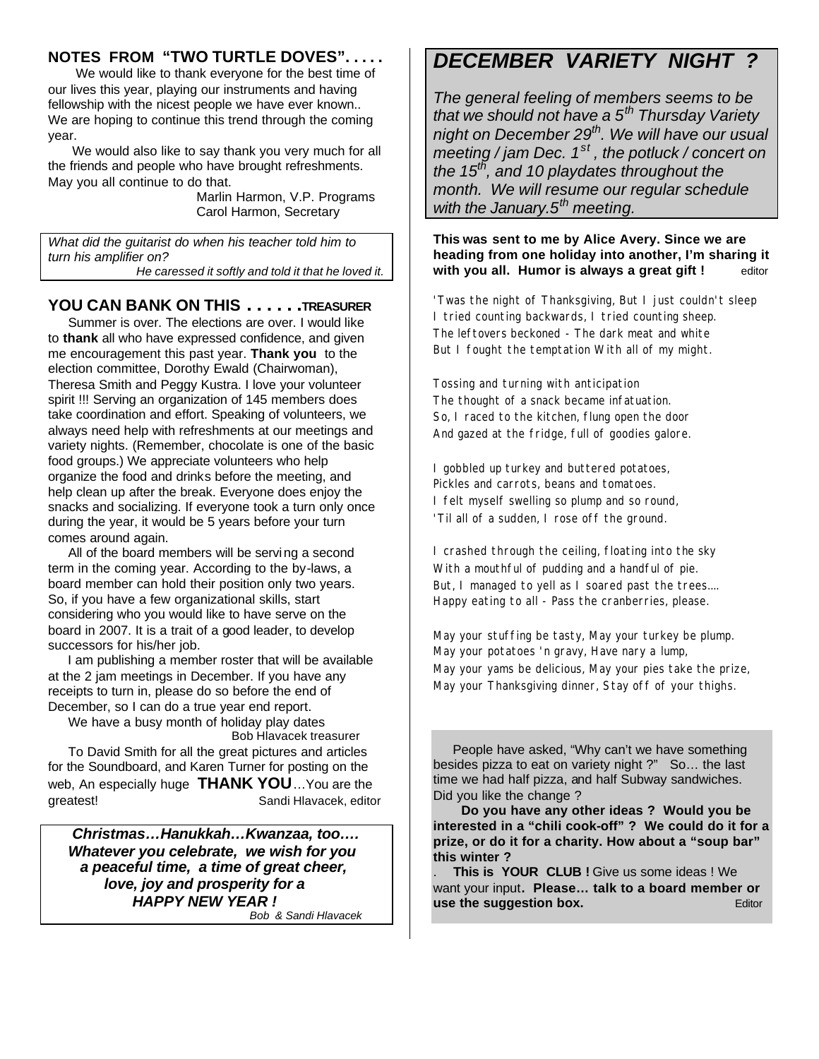## NOTES FROM "TWO TURTLE DOVES". . . . .

We would like to thank everyone for the best time of our lives this year, playing our instruments and having fellowship with the nicest people we have ever known.. We are hoping to continue this trend through the coming year.

We would also like to say thank you very much for all the friends and people who have brought refreshments. May you all continue to do that.

Marlin Harmon, V.P. Programs
Carol Harmon, Secretary

*What did the guitarist do when his teacher told him to turn his amplifier on?*
*He caressed it softly and told it that he loved it.*

## YOU CAN BANK ON THIS . . . . . .TREASURER

Summer is over. The elections are over. I would like to **thank** all who have expressed confidence, and given me encouragement this past year. **Thank you** to the election committee, Dorothy Ewald (Chairwoman), Theresa Smith and Peggy Kustra. I love your volunteer spirit !!! Serving an organization of 145 members does take coordination and effort. Speaking of volunteers, we always need help with refreshments at our meetings and variety nights. (Remember, chocolate is one of the basic food groups.) We appreciate volunteers who help organize the food and drinks before the meeting, and help clean up after the break. Everyone does enjoy the snacks and socializing. If everyone took a turn only once during the year, it would be 5 years before your turn comes around again.

All of the board members will be serving a second term in the coming year. According to the by-laws, a board member can hold their position only two years. So, if you have a few organizational skills, start considering who you would like to have serve on the board in 2007. It is a trait of a good leader, to develop successors for his/her job.

I am publishing a member roster that will be available at the 2 jam meetings in December. If you have any receipts to turn in, please do so before the end of December, so I can do a true year end report.

We have a busy month of holiday play dates

Bob Hlavacek treasurer

To David Smith for all the great pictures and articles for the Soundboard, and Karen Turner for posting on the web, An especially huge **THANK YOU**…You are the greatest! Sandi Hlavacek, editor

***Christmas…Hanukkah…Kwanzaa, too….***
***Whatever you celebrate, we wish for you a peaceful time, a time of great cheer, love, joy and prosperity for a***
***HAPPY NEW YEAR !***
*Bob & Sandi Hlavacek*

## *DECEMBER VARIETY NIGHT ?*

*The general feeling of members seems to be that we should not have a 5th Thursday Variety night on December 29th. We will have our usual meeting / jam Dec. 1st , the potluck / concert on the 15th, and 10 playdates throughout the month. We will resume our regular schedule with the January.5th meeting.*

**This was sent to me by Alice Avery. Since we are heading from one holiday into another, I'm sharing it with you all. Humor is always a great gift !** editor

'Twas the night of Thanksgiving, But I just couldn't sleep
I tried counting backwards, I tried counting sheep.
The leftovers beckoned - The dark meat and white
But I fought the temptation With all of my might.

Tossing and turning with anticipation
The thought of a snack became infatuation.
So, I raced to the kitchen, flung open the door
And gazed at the fridge, full of goodies galore.

I gobbled up turkey and buttered potatoes,
Pickles and carrots, beans and tomatoes.
I felt myself swelling so plump and so round,
'Til all of a sudden, I rose off the ground.

I crashed through the ceiling, floating into the sky
With a mouthful of pudding and a handful of pie.
But, I managed to yell as I soared past the trees….
Happy eating to all - Pass the cranberries, please.

May your stuffing be tasty, May your turkey be plump.
May your potatoes 'n gravy, Have nary a lump,
May your yams be delicious, May your pies take the prize,
May your Thanksgiving dinner, Stay off of your thighs.

People have asked, "Why can't we have something besides pizza to eat on variety night ?" So… the last time we had half pizza, and half Subway sandwiches. Did you like the change ?

**Do you have any other ideas ? Would you be interested in a "chili cook-off" ? We could do it for a prize, or do it for a charity. How about a "soup bar" this winter ?**

. **This is YOUR CLUB !** Give us some ideas ! We want your input**. Please… talk to a board member or use the suggestion box.** Editor